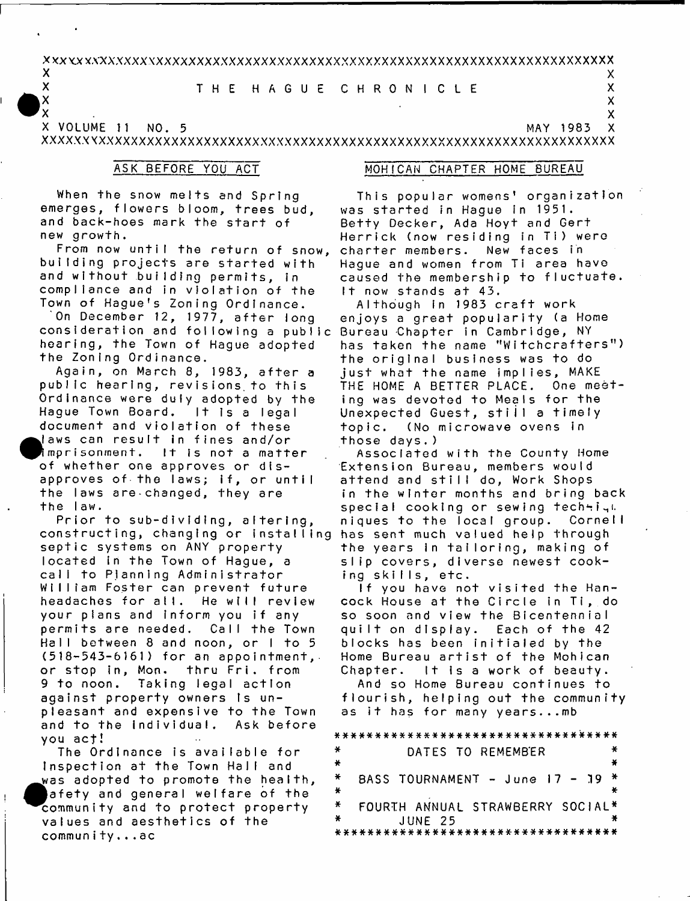# THE HAGUE CHRONICLE

VOLUME 11 NO. 5 — MAY 1983

## ASK BEFORE YOU ACT

When the snow melts and Spring emerges, flowers bloom, trees bud, and back-hoes mark the start of new growth.

From now until the return of snow, building projects are started with and without building permits, in compliance and in violation of the Town of Hague's Zoning Ordinance.

On December 12, 1977, after long consideration and following a public hearing, the Town of Hague adopted the Zoning Ordinance.

Again, on March 8, 1983, after a public hearing, revisions to this Ordinance were duly adopted by the Hague Town Board. It is a legal document and violation of these laws can result in fines and/or imprisonment. It is not a matter of whether one approves or disapproves of the laws; if, or until the laws are changed, they are the law.

Prior to sub-dividing, altering, constructing, changing or installing septic systems on ANY property located in the Town of Hague, a call to Planning Administrator William Foster can prevent future headaches for all. He will review your plans and inform you if any permits are needed. Call the Town Hall between 8 and noon, or 1 to 5 (518-543-6161) for an appointment, or stop in, Mon. thru Fri. from 9 to noon. Taking legal action against property owners is unpleasant and expensive to the Town and to the individual. Ask before you act!

The Ordinance is available for inspection at the Town Hall and was adopted to promote the health, safety and general welfare of the community and to protect property values and aesthetics of the community...ac

## MOHICAN CHAPTER HOME BUREAU

This popular womens' organization was started in Hague in 1951. Betty Decker, Ada Hoyt and Gert Herrick (now residing in Ti) were charter members. New faces in Hague and women from Ti area have caused the membership to fluctuate. It now stands at 43.

Although in 1983 craft work enjoys a great popularity (a Home Bureau Chapter in Cambridge, NY has taken the name "Witchcrafters") the original business was to do just what the name implies, MAKE THE HOME A BETTER PLACE. One meeting was devoted to Meals for the Unexpected Guest, still a timely topic. (No microwave ovens in those days.)

Associated with the County Home Extension Bureau, members would attend and still do, Work Shops in the winter months and bring back special cooking or sewing techniques to the local group. Cornell has sent much valued help through the years in tailoring, making of slip covers, diverse newest cooking skills, etc.

If you have not visited the Hancock House at the Circle in Ti, do so soon and view the Bicentennial quilt on display. Each of the 42 blocks has been initialed by the Home Bureau artist of the Mohican Chapter. It is a work of beauty.

And so Home Bureau continues to flourish, helping out the community as it has for many years...mb

## DATES TO REMEMBER

BASS TOURNAMENT - June 17 - 19

FOURTH ANNUAL STRAWBERRY SOCIAL JUNE 25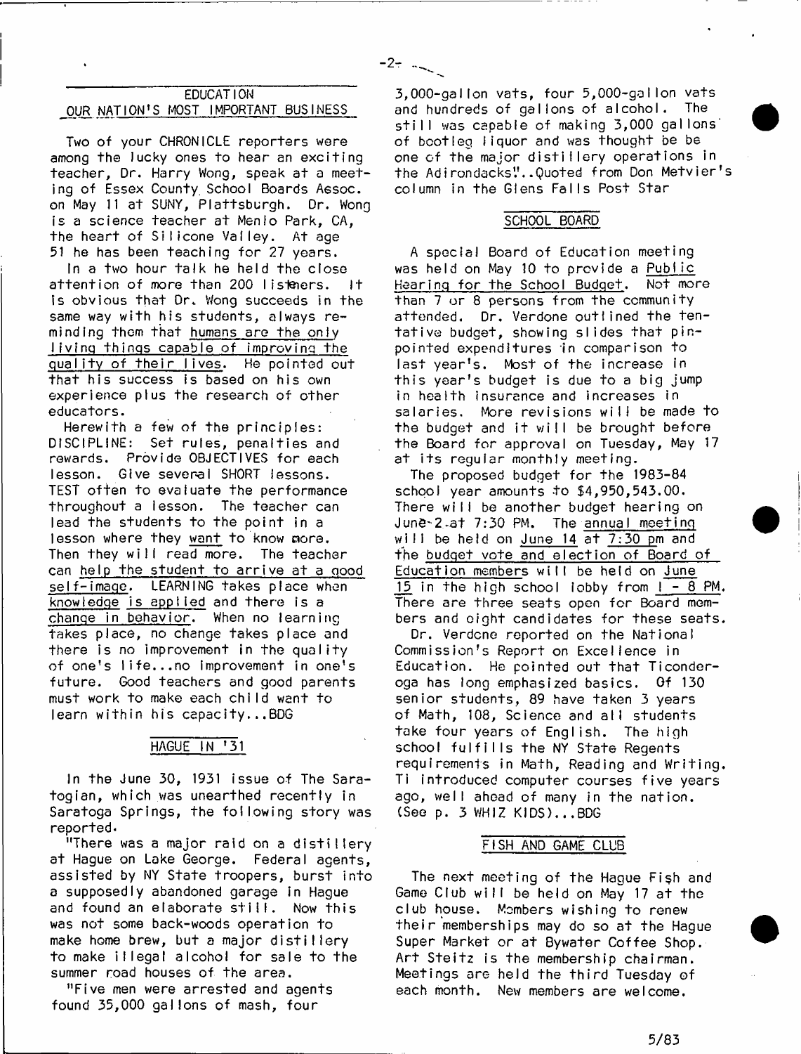## EDUCATION
## OUR NATION'S MOST IMPORTANT BUSINESS

Two of your CHRONICLE reporters were among the lucky ones to hear an exciting teacher, Dr. Harry Wong, speak at a meeting of Essex County School Boards Assoc. on May 11 at SUNY, Plattsburgh. Dr. Wong is a science teacher at Menlo Park, CA, the heart of Silicone Valley. At age 51 he has been teaching for 27 years.

In a two hour talk he held the close attention of more than 200 listeners. It is obvious that Dr. Wong succeeds in the same way with his students, always reminding them that humans are the only living things capable of improving the quality of their lives. He pointed out that his success is based on his own experience plus the research of other educators.

Herewith a few of the principles: DISCIPLINE: Set rules, penalties and rewards. Provide OBJECTIVES for each lesson. Give several SHORT lessons. TEST often to evaluate the performance throughout a lesson. The teacher can lead the students to the point in a lesson where they want to know more. Then they will read more. The teacher can help the student to arrive at a good self-image. LEARNING takes place when knowledge is applied and there is a change in behavior. When no learning takes place, no change takes place and there is no improvement in the quality of one's life...no improvement in one's future. Good teachers and good parents must work to make each child want to learn within his capacity...BDG

## HAGUE IN '31

In the June 30, 1931 issue of The Saratogian, which was unearthed recently in Saratoga Springs, the following story was reported.

"There was a major raid on a distillery at Hague on Lake George. Federal agents, assisted by NY State troopers, burst into a supposedly abandoned garage in Hague and found an elaborate still. Now this was not some back-woods operation to make home brew, but a major distillery to make illegal alcohol for sale to the summer road houses of the area.

"Five men were arrested and agents found 35,000 gallons of mash, four 3,000-gallon vats, four 5,000-gallon vats and hundreds of gallons of alcohol. The still was capable of making 3,000 gallons of bootleg liquor and was thought be be one of the major distillery operations in the Adirondacks"..Quoted from Don Metvier's column in the Glens Falls Post Star

## SCHOOL BOARD

A special Board of Education meeting was held on May 10 to provide a Public Hearing for the School Budget. Not more than 7 or 8 persons from the community attended. Dr. Verdone outlined the tentative budget, showing slides that pinpointed expenditures in comparison to last year's. Most of the increase in this year's budget is due to a big jump in health insurance and increases in salaries. More revisions will be made to the budget and it will be brought before the Board for approval on Tuesday, May 17 at its regular monthly meeting.

The proposed budget for the 1983-84 school year amounts to $4,950,543.00. There will be another budget hearing on June 2 at 7:30 PM. The annual meeting will be held on June 14 at 7:30 pm and the budget vote and election of Board of Education members will be held on June 15 in the high school lobby from 1 - 8 PM. There are three seats open for Board members and eight candidates for these seats.

Dr. Verdone reported on the National Commission's Report on Excellence in Education. He pointed out that Ticonderoga has long emphasized basics. Of 130 senior students, 89 have taken 3 years of Math, 108, Science and all students take four years of English. The high school fulfills the NY State Regents requirements in Math, Reading and Writing. Ti introduced computer courses five years ago, well ahead of many in the nation. (See p. 3 WHIZ KIDS)...BDG

## FISH AND GAME CLUB

The next meeting of the Hague Fish and Game Club will be held on May 17 at the club house. Members wishing to renew their memberships may do so at the Hague Super Market or at Bywater Coffee Shop. Art Steitz is the membership chairman. Meetings are held the third Tuesday of each month. New members are welcome.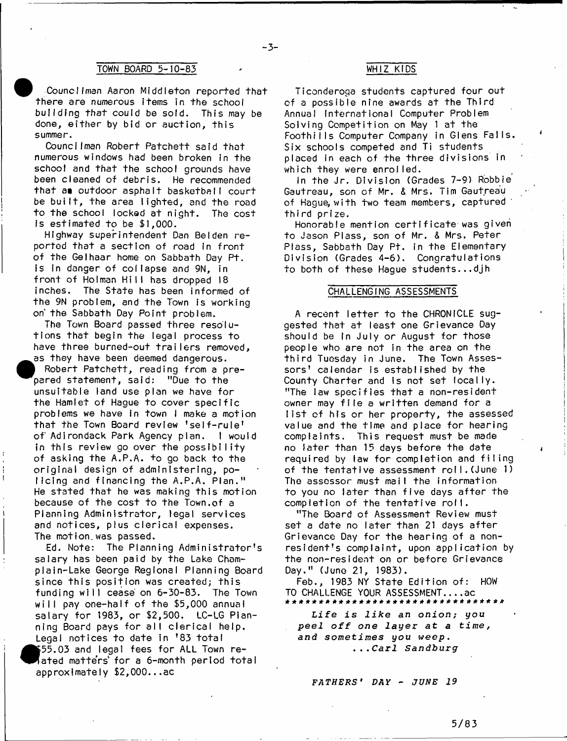## TOWN BOARD 5-10-83

Councilman Aaron Middleton reported that there are numerous items in the school building that could be sold. This may be done, either by bid or auction, this summer.

Councilman Robert Patchett said that numerous windows had been broken in the school and that the school grounds have been cleaned of debris. He recommended that an outdoor asphalt basketball court be built, the area lighted, and the road to the school locked at night. The cost is estimated to be $1,000.

Highway superintendent Dan Belden reported that a section of road in front of the Gelhaar home on Sabbath Day Pt. is in danger of collapse and 9N, in front of Holman Hill has dropped 18 inches. The State has been informed of the 9N problem, and the Town is working on the Sabbath Day Point problem.

The Town Board passed three resolutions that begin the legal process to have three burned-out trailers removed, as they have been deemed dangerous.

Robert Patchett, reading from a prepared statement, said: "Due to the unsuitable land use plan we have for the Hamlet of Hague to cover specific problems we have in town I make a motion that the Town Board review 'self-rule' of Adirondack Park Agency plan. I would in this review go over the possibility of asking the A.P.A. to go back to the original design of administering, policing and financing the A.P.A. Plan." He stated that he was making this motion because of the cost to the Town of a Planning Administrator, legal services and notices, plus clerical expenses. The motion was passed.

Ed. Note: The Planning Administrator's salary has been paid by the Lake Champlain-Lake George Regional Planning Board since this position was created; this funding will cease on 6-30-83. The Town will pay one-half of the $5,000 annual salary for 1983, or $2,500. LC-LG Planning Board pays for all clerical help. Legal notices to date in '83 total $55.03 and legal fees for ALL Town related matters for a 6-month period total approximately $2,000...ac

## WHIZ KIDS

Ticonderoga students captured four out of a possible nine awards at the Third Annual International Computer Problem Solving Competition on May 1 at the Foothills Computer Company in Glens Falls. Six schools competed and Ti students placed in each of the three divisions in which they were enrolled.

In the Jr. Division (Grades 7-9) Robbie Gautreau, son of Mr. & Mrs. Tim Gautreau of Hague, with two team members, captured third prize.

Honorable mention certificate was given to Jason Plass, son of Mr. & Mrs. Peter Plass, Sabbath Day Pt. in the Elementary Division (Grades 4-6). Congratulations to both of these Hague students...djh

## CHALLENGING ASSESSMENTS

A recent letter to the CHRONICLE suggested that at least one Grievance Day should be in July or August for those people who are not in the area on the third Tuesday in June. The Town Assessors' calendar is established by the County Charter and is not set locally. "The law specifies that a non-resident owner may file a written demand for a list of his or her property, the assessed value and the time and place for hearing complaints. This request must be made no later than 15 days before the date required by law for completion and filing of the tentative assessment roll. (June 1) The assessor must mail the information to you no later than five days after the completion of the tentative roll.

"The Board of Assessment Review must set a date no later than 21 days after Grievance Day for the hearing of a non-resident's complaint, upon application by the non-resident on or before Grievance Day." (June 21, 1983).

Feb., 1983 NY State Edition of: HOW TO CHALLENGE YOUR ASSESSMENT....ac

*********************************

*Life is like an onion; you peel off one layer at a time, and sometimes you weep.*
*...Carl Sandburg*

*FATHERS' DAY - JUNE 19*

5/83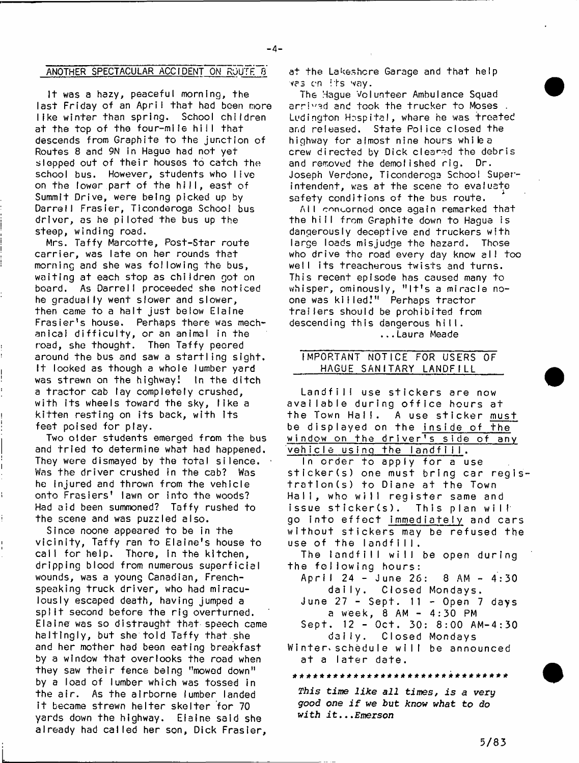## ANOTHER SPECTACULAR ACCIDENT ON ROUTE 8

It was a hazy, peaceful morning, the last Friday of an April that had been more like winter than spring. School children at the top of the four-mile hill that descends from Graphite to the junction of Routes 8 and 9N in Hague had not yet stepped out of their houses to catch the school bus. However, students who live on the lower part of the hill, east of Summit Drive, were being picked up by Darrell Frasier, Ticonderoga School bus driver, as he piloted the bus up the steep, winding road.

Mrs. Taffy Marcotte, Post-Star route carrier, was late on her rounds that morning and she was following the bus, waiting at each stop as children got on board. As Darrell proceeded she noticed he gradually went slower and slower, then came to a halt just below Elaine Frasier's house. Perhaps there was mechanical difficulty, or an animal in the road, she thought. Then Taffy peered around the bus and saw a startling sight. It looked as though a whole lumber yard was strewn on the highway! In the ditch a tractor cab lay completely crushed, with its wheels toward the sky, like a kitten resting on its back, with its feet poised for play.

Two older students emerged from the bus and tried to determine what had happened. They were dismayed by the total silence. Was the driver crushed in the cab? Was he injured and thrown from the vehicle onto Frasiers' lawn or into the woods? Had aid been summoned? Taffy rushed to the scene and was puzzled also.

Since noone appeared to be in the vicinity, Taffy ran to Elaine's house to call for help. There, in the kitchen, dripping blood from numerous superficial wounds, was a young Canadian, French-speaking truck driver, who had miraculously escaped death, having jumped a split second before the rig overturned. Elaine was so distraught that speech came haltingly, but she told Taffy that she and her mother had been eating breakfast by a window that overlooks the road when they saw their fence being "mowed down" by a load of lumber which was tossed in the air. As the airborne lumber landed it became strewn helter skelter for 70 yards down the highway. Elaine said she already had called her son, Dick Frasier, at the Lakeshore Garage and that help was on its way.

The Hague Volunteer Ambulance Squad arrived and took the trucker to Moses Ludington Hospital, where he was treated and released. State Police closed the highway for almost nine hours while a crew directed by Dick cleared the debris and removed the demolished rig. Dr. Joseph Verdone, Ticonderoga School Superintendent, was at the scene to evaluate safety conditions of the bus route.

All concorned once again remarked that the hill from Graphite down to Hague is dangerously deceptive and truckers with large loads misjudge the hazard. Those who drive the road every day know all too well its treacherous twists and turns. This recent episode has caused many to whisper, ominously, "It's a miracle no-one was killed!" Perhaps tractor trailers should be prohibited from descending this dangerous hill.

...Laura Meade

## IMPORTANT NOTICE FOR USERS OF HAGUE SANITARY LANDFILL

Landfill use stickers are now available during office hours at the Town Hall. A use sticker must be displayed on the inside of the window on the driver's side of any vehicle using the landfill.

In order to apply for a use sticker(s) one must bring car registration(s) to Diane at the Town Hall, who will register same and issue sticker(s). This plan will go into effect immediately and cars without stickers may be refused the use of the landfill.

The landfill will be open during the following hours:

April 24 - June 26: 8 AM - 4:30 daily. Closed Mondays.

June 27 - Sept. 11 - Open 7 days a week, 8 AM - 4:30 PM

Sept. 12 - Oct. 30: 8:00 AM-4:30 daily. Closed Mondays

Winter schedule will be announced at a later date.

********************************

*This time like all times, is a very good one if we but know what to do with it...Emerson*

5/83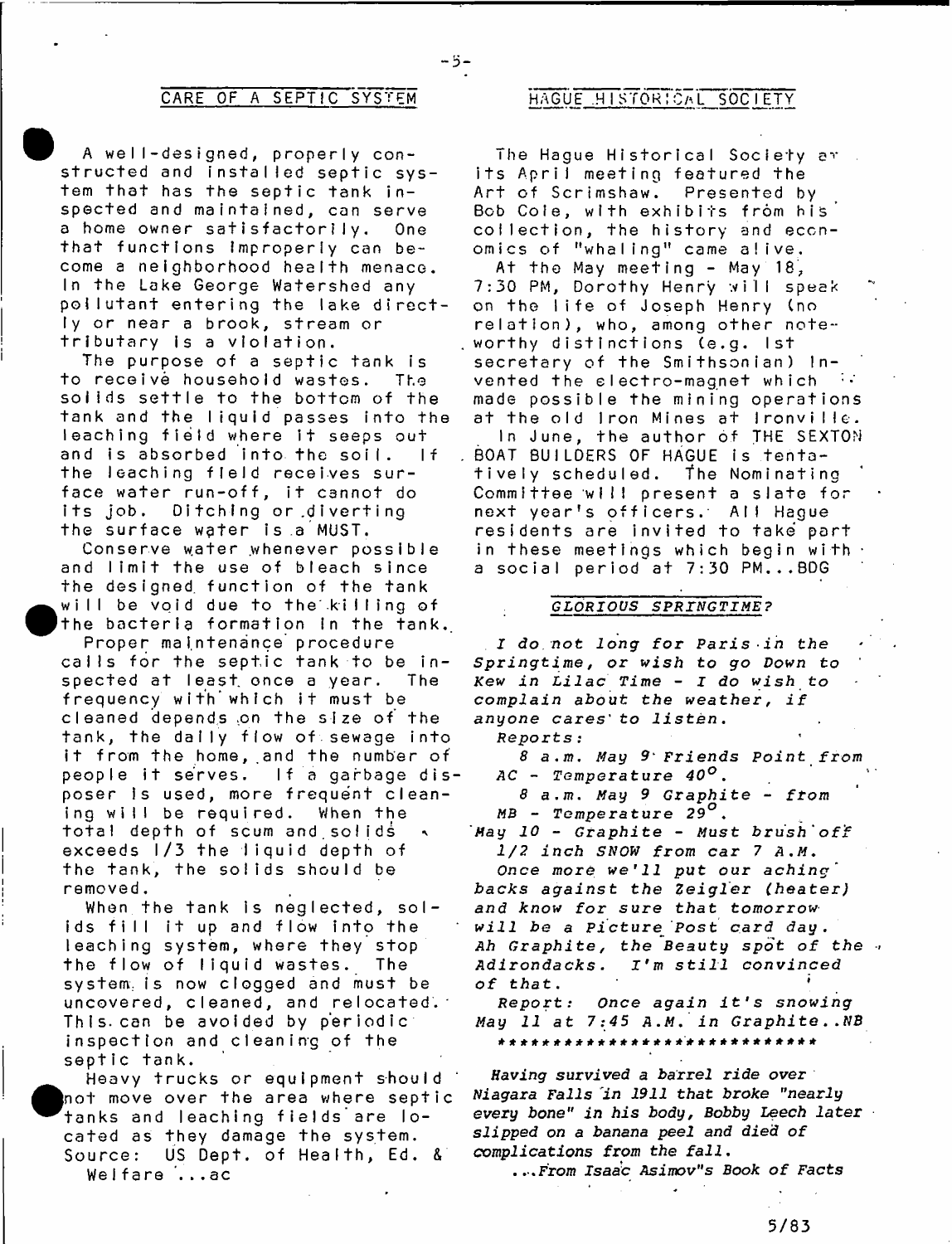## CARE OF A SEPTIC SYSTEM

A well-designed, properly constructed and installed septic system that has the septic tank inspected and maintained, can serve a home owner satisfactorily. One that functions improperly can become a neighborhood health menace. In the Lake George Watershed any pollutant entering the lake directly or near a brook, stream or tributary is a violation.

The purpose of a septic tank is to receive household wastes. The solids settle to the bottom of the tank and the liquid passes into the leaching field where it seeps out and is absorbed into the soil. If the leaching field receives surface water run-off, it cannot do its job. Ditching or diverting the surface water is a MUST.

Conserve water whenever possible and limit the use of bleach since the designed function of the tank will be void due to the killing of the bacteria formation in the tank.

Proper maintenance procedure calls for the septic tank to be inspected at least once a year. The frequency with which it must be cleaned depends on the size of the tank, the daily flow of sewage into it from the home, and the number of people it serves. If a garbage disposer is used, more frequent cleaning will be required. When the total depth of scum and solids exceeds 1/3 the liquid depth of the tank, the solids should be removed.

When the tank is neglected, solids fill it up and flow into the leaching system, where they stop the flow of liquid wastes. The system is now clogged and must be uncovered, cleaned, and relocated. This can be avoided by periodic inspection and cleaning of the septic tank.

Heavy trucks or equipment should not move over the area where septic tanks and leaching fields are located as they damage the system.
Source: US Dept. of Health, Ed. & Welfare ...ac

## HAGUE HISTORICAL SOCIETY

The Hague Historical Society at its April meeting featured the Art of Scrimshaw. Presented by Bob Cole, with exhibits from his collection, the history and economics of "whaling" came alive.

At the May meeting - May 18, 7:30 PM, Dorothy Henry will speak on the life of Joseph Henry (no relation), who, among other noteworthy distinctions (e.g. 1st secretary of the Smithsonian) invented the electro-magnet which made possible the mining operations at the old Iron Mines at Ironville.

In June, the author of THE SEXTON BOAT BUILDERS OF HAGUE is tentatively scheduled. The Nominating Committee will present a slate for next year's officers. All Hague residents are invited to take part in these meetings which begin with a social period at 7:30 PM...BDG

### *GLORIOUS SPRINGTIME?*

*I do not long for Paris in the Springtime, or wish to go Down to Kew in Lilac Time - I do wish to complain about the weather, if anyone cares to listen.*

*Reports:*

*8 a.m. May 9 Friends Point from AC - Temperature 40°.*

*8 a.m. May 9 Graphite - from MB - Temperature 29°.*

*May 10 - Graphite - Must brush off 1/2 inch SNOW from car 7 A.M.*

*Once more we'll put our aching backs against the Zeigler (heater) and know for sure that tomorrow will be a Picture Post card day. Ah Graphite, the Beauty spot of the Adirondacks. I'm still convinced of that.*

*Report: Once again it's snowing May 11 at 7:45 A.M. in Graphite..NB*

\*\*\*\*\*\*\*\*\*\*\*\*\*\*\*\*\*\*\*\*\*\*\*\*\*\*\*\*\*

*Having survived a barrel ride over Niagara Falls in 1911 that broke "nearly every bone" in his body, Bobby Leech later slipped on a banana peel and died of complications from the fall.*

*...From Isaac Asimov"s Book of Facts*

5/83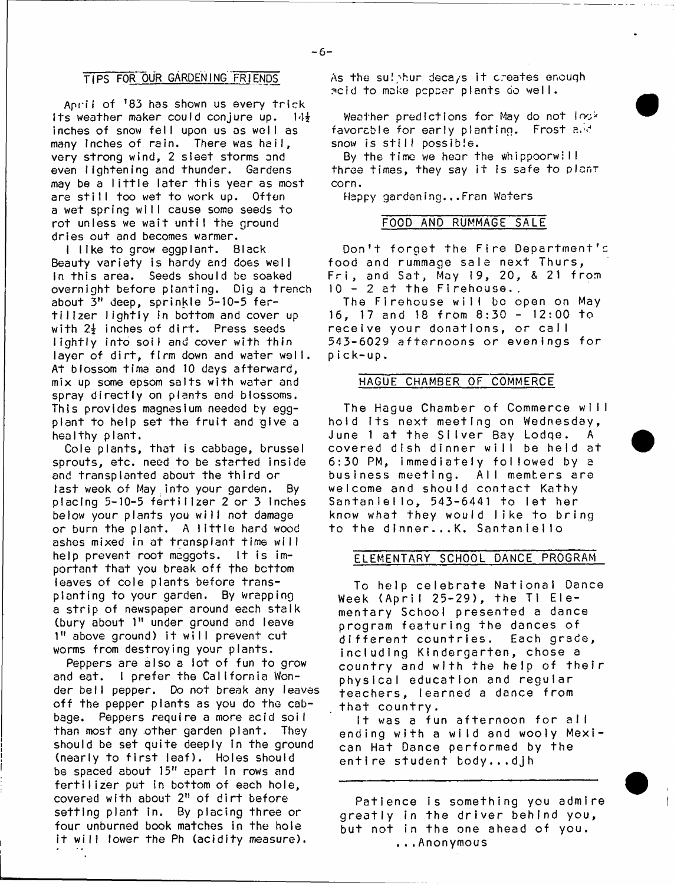## TIPS FOR OUR GARDENING FRIENDS

April of '83 has shown us every trick its weather maker could conjure up. 14½ inches of snow fell upon us as well as many inches of rain. There was hail, very strong wind, 2 sleet storms and even lightening and thunder. Gardens may be a little later this year as most are still too wet to work up. Often a wet spring will cause some seeds to rot unless we wait until the ground dries out and becomes warmer.

I like to grow eggplant. Black Beauty variety is hardy and does well in this area. Seeds should be soaked overnight before planting. Dig a trench about 3" deep, sprinkle 5-10-5 fertilizer lightly in bottom and cover up with 2½ inches of dirt. Press seeds lightly into soil and cover with thin layer of dirt, firm down and water well. At blossom time and 10 days afterward, mix up some epsom salts with water and spray directly on plants and blossoms. This provides magnesium needed by eggplant to help set the fruit and give a healthy plant.

Cole plants, that is cabbage, brussel sprouts, etc. need to be started inside and transplanted about the third or last week of May into your garden. By placing 5-10-5 fertilizer 2 or 3 inches below your plants you will not damage or burn the plant. A little hard wood ashes mixed in at transplant time will help prevent root maggots. It is important that you break off the bottom leaves of cole plants before transplanting to your garden. By wrapping a strip of newspaper around each stalk (bury about 1" under ground and leave 1" above ground) it will prevent cut worms from destroying your plants.

Peppers are also a lot of fun to grow and eat. I prefer the California Wonder bell pepper. Do not break any leaves off the pepper plants as you do the cabbage. Peppers require a more acid soil than most any other garden plant. They should be set quite deeply in the ground (nearly to first leaf). Holes should be spaced about 15" apart in rows and fertilizer put in bottom of each hole, covered with about 2" of dirt before setting plant in. By placing three or four unburned book matches in the hole it will lower the Ph (acidity measure). As the sulphur decays it creates enough acid to make pepper plants do well.

Weather predictions for May do not look favorable for early planting. Frost and snow is still possible.

By the time we hear the whippoorwill three times, they say it is safe to plant corn.

Happy gardening...Fran Waters

## FOOD AND RUMMAGE SALE

Don't forget the Fire Department's food and rummage sale next Thurs, Fri, and Sat, May 19, 20, & 21 from 10 - 2 at the Firehouse.

The Firehouse will be open on May 16, 17 and 18 from 8:30 - 12:00 to receive your donations, or call 543-6029 afternoons or evenings for pick-up.

## HAGUE CHAMBER OF COMMERCE

The Hague Chamber of Commerce will hold its next meeting on Wednesday, June 1 at the Silver Bay Lodge. A covered dish dinner will be held at 6:30 PM, immediately followed by a business meeting. All members are welcome and should contact Kathy Santaniello, 543-6441 to let her know what they would like to bring to the dinner...K. Santaniello

## ELEMENTARY SCHOOL DANCE PROGRAM

To help celebrate National Dance Week (April 25-29), the Ti Elementary School presented a dance program featuring the dances of different countries. Each grade, including Kindergarten, chose a country and with the help of their physical education and regular teachers, learned a dance from that country.

It was a fun afternoon for all ending with a wild and wooly Mexican Hat Dance performed by the entire student body...djh

---

Patience is something you admire greatly in the driver behind you, but not in the one ahead of you.
...Anonymous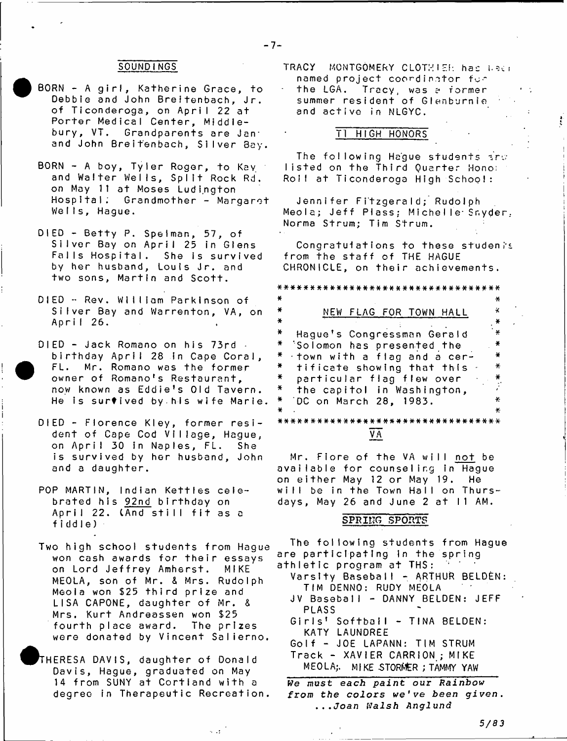## SOUNDINGS

BORN - A girl, Katherine Grace, to Debbie and John Breitenbach, Jr. of Ticonderoga, on April 22 at Porter Medical Center, Middlebury, VT. Grandparents are Jan and John Breitenbach, Silver Bay.

BORN - A boy, Tyler Roger, to Kay and Walter Wells, Split Rock Rd. on May 11 at Moses Ludington Hospital. Grandmother - Margaret Wells, Hague.

DIED - Betty P. Spelman, 57, of Silver Bay on April 25 in Glens Falls Hospital. She is survived by her husband, Louis Jr. and two sons, Martin and Scott.

DIED - Rev. William Parkinson of Silver Bay and Warrenton, VA, on April 26.

DIED - Jack Romano on his 73rd birthday April 28 in Cape Coral, FL. Mr. Romano was the former owner of Romano's Restaurant, now known as Eddie's Old Tavern. He is survived by his wife Marie.

DIED - Florence Kley, former resident of Cape Cod Village, Hague, on April 30 in Naples, FL. She is survived by her husband, John and a daughter.

POP MARTIN, Indian Kettles celebrated his 92nd birthday on April 22. (And still fit as a fiddle)

Two high school students from Hague won cash awards for their essays on Lord Jeffrey Amherst. MIKE MEOLA, son of Mr. & Mrs. Rudolph Meola won $25 third prize and LISA CAPONE, daughter of Mr. & Mrs. Kurt Andreassen won $25 fourth place award. The prizes were donated by Vincent Salierno.

THERESA DAVIS, daughter of Donald Davis, Hague, graduated on May 14 from SUNY at Cortland with a degree in Therapeutic Recreation.

TRACY MONTGOMERY CLOTHIER has been named project coordinator for the LGA. Tracy, was a former summer resident of Glenburnie and active in NLGYC.

## TI HIGH HONORS

The following Hague students are listed on the Third Quarter Honor Roll at Ticonderoga High School:

Jennifer Fitzgerald; Rudolph Meola; Jeff Plass; Michelle Snyder; Norma Strum; Tim Strum.

Congratulations to these students from the staff of THE HAGUE CHRONICLE, on their achievements.

## NEW FLAG FOR TOWN HALL

Hague's Congressman Gerald Solomon has presented the town with a flag and a certificate showing that this particular flag flew over the capitol in Washington, DC on March 28, 1983.

## VA

Mr. Fiore of the VA will not be available for counseling in Hague on either May 12 or May 19. He will be in the Town Hall on Thursdays, May 26 and June 2 at 11 AM.

## SPRING SPORTS

The following students from Hague are participating in the spring athletic program at THS:

- Varsity Baseball - ARTHUR BELDEN: TIM DENNO: RUDY MEOLA
- JV Baseball - DANNY BELDEN: JEFF PLASS
- Girls' Softball - TINA BELDEN: KATY LAUNDREE
- Golf - JOE LAPANN: TIM STRUM
- Track - XAVIER CARRION; MIKE MEOLA; MIKE STORMER ; TAMMY YAW

*We must each paint our Rainbow from the colors we've been given.*
*...Joan Walsh Anglund*

5/83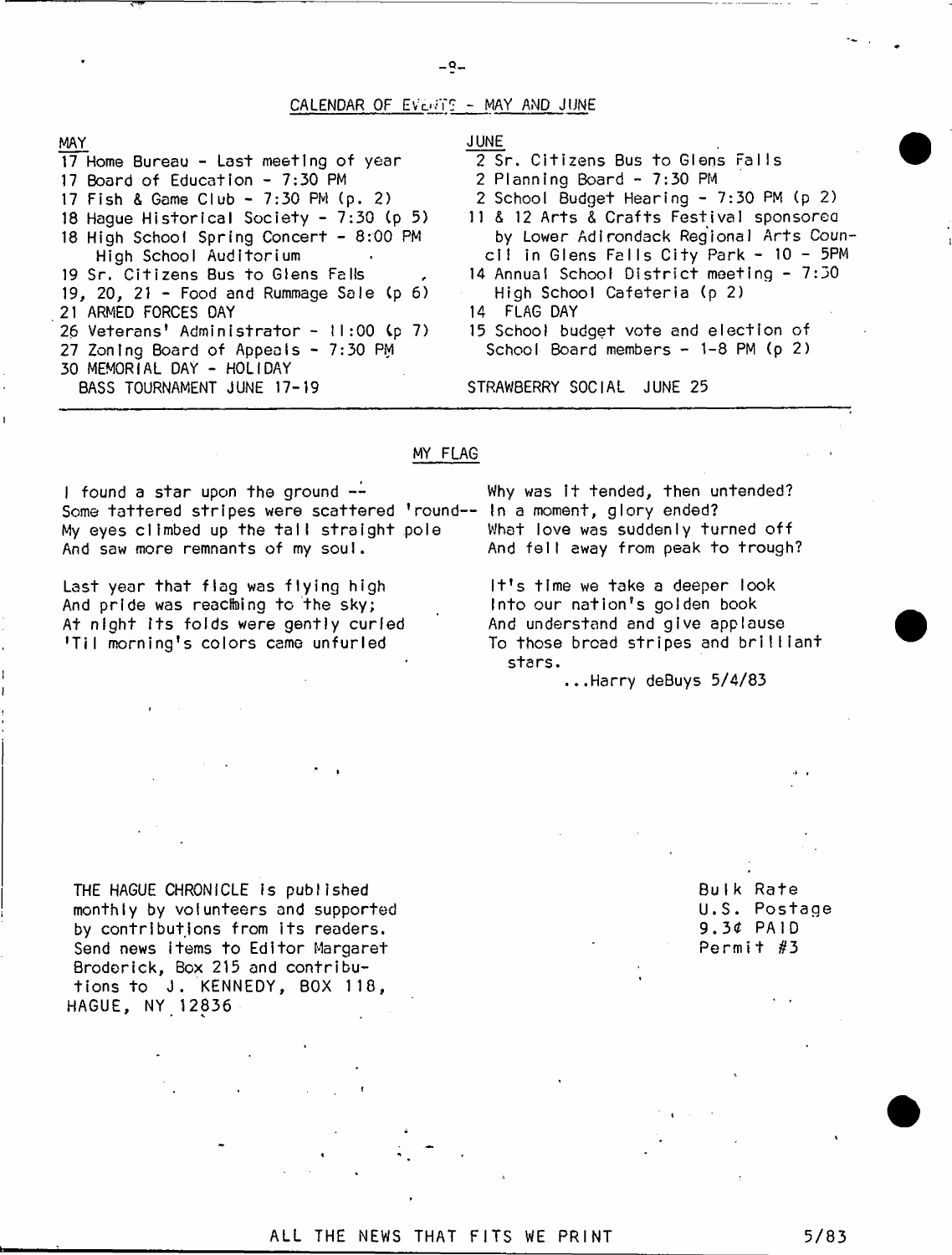## CALENDAR OF EVENTS - MAY AND JUNE

**MAY**

17 Home Bureau - Last meeting of year
17 Board of Education - 7:30 PM
17 Fish & Game Club - 7:30 PM (p. 2)
18 Hague Historical Society - 7:30 (p 5)
18 High School Spring Concert - 8:00 PM High School Auditorium
19 Sr. Citizens Bus to Glens Falls
19, 20, 21 - Food and Rummage Sale (p 6)
21 ARMED FORCES DAY
26 Veterans' Administrator - 11:00 (p 7)
27 Zoning Board of Appeals - 7:30 PM
30 MEMORIAL DAY - HOLIDAY
BASS TOURNAMENT JUNE 17-19

**JUNE**

2 Sr. Citizens Bus to Glens Falls
2 Planning Board - 7:30 PM
2 School Budget Hearing - 7:30 PM (p 2)
11 & 12 Arts & Crafts Festival sponsored by Lower Adirondack Regional Arts Council in Glens Falls City Park - 10 - 5PM
14 Annual School District meeting - 7:30 High School Cafeteria (p 2)
14 FLAG DAY
15 School budget vote and election of School Board members - 1-8 PM (p 2)
STRAWBERRY SOCIAL JUNE 25

## MY FLAG

I found a star upon the ground --
Some tattered stripes were scattered 'round--
My eyes climbed up the tall straight pole
And saw more remnants of my soul.

Last year that flag was flying high
And pride was reaching to the sky;
At night its folds were gently curled
'Til morning's colors came unfurled

Why was it tended, then untended?
In a moment, glory ended?
What love was suddenly turned off
And fell away from peak to trough?

It's time we take a deeper look
Into our nation's golden book
And understand and give applause
To those broad stripes and brilliant stars.

...Harry deBuys 5/4/83

THE HAGUE CHRONICLE is published monthly by volunteers and supported by contributions from its readers. Send news items to Editor Margaret Broderick, Box 215 and contributions to J. KENNEDY, BOX 118, HAGUE, NY 12836

Bulk Rate
U.S. Postage
9.3¢ PAID
Permit #3

ALL THE NEWS THAT FITS WE PRINT 5/83